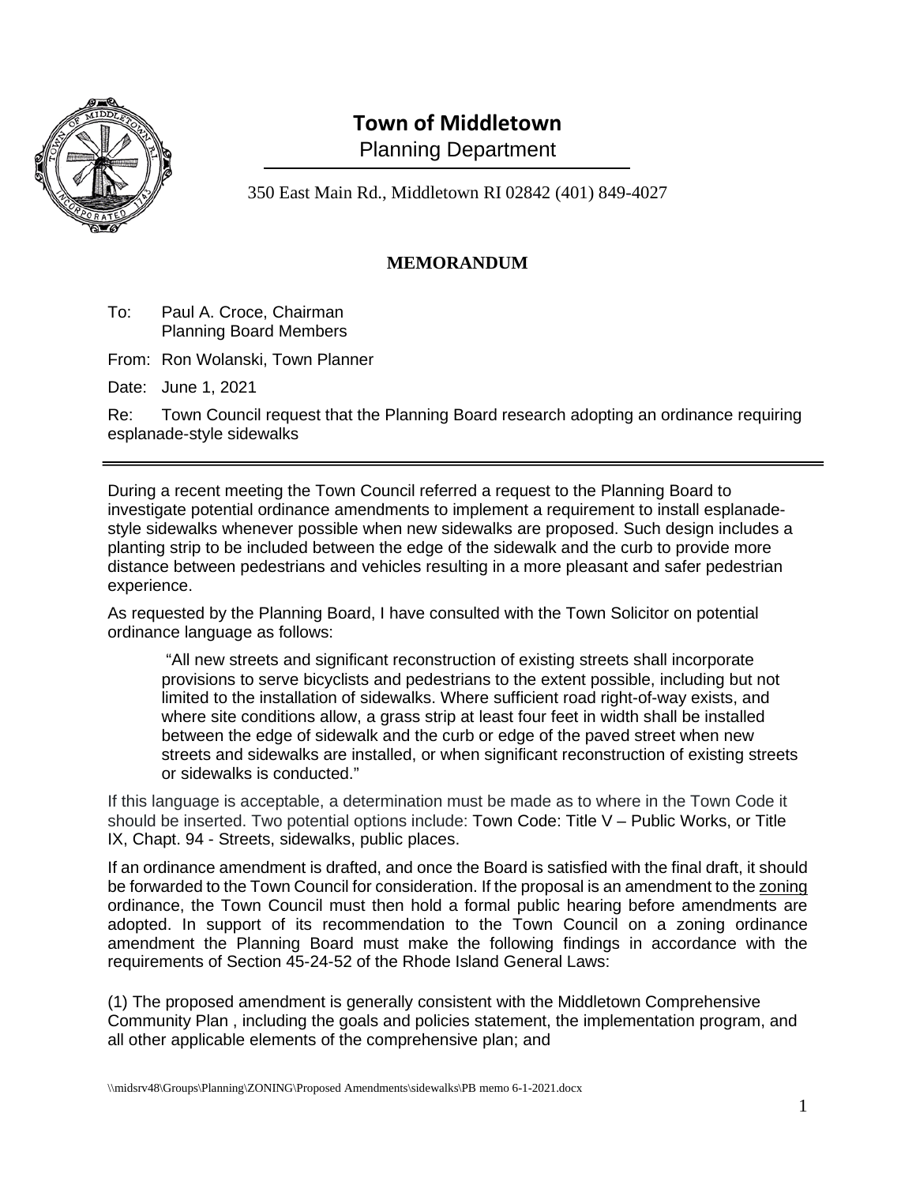# Town of Middletown

Planning Department

350 East Main Rd., Middletown RI 02842 (401) 849-4027

## MEMORANDUM

To: Paul A. Croce, Chairman
Planning Board Members

From: Ron Wolanski, Town Planner

Date: June 1, 2021

Re: Town Council request that the Planning Board research adopting an ordinance requiring esplanade-style sidewalks

---

During a recent meeting the Town Council referred a request to the Planning Board to investigate potential ordinance amendments to implement a requirement to install esplanade-style sidewalks whenever possible when new sidewalks are proposed. Such design includes a planting strip to be included between the edge of the sidewalk and the curb to provide more distance between pedestrians and vehicles resulting in a more pleasant and safer pedestrian experience.

As requested by the Planning Board, I have consulted with the Town Solicitor on potential ordinance language as follows:

> "All new streets and significant reconstruction of existing streets shall incorporate provisions to serve bicyclists and pedestrians to the extent possible, including but not limited to the installation of sidewalks. Where sufficient road right-of-way exists, and where site conditions allow, a grass strip at least four feet in width shall be installed between the edge of sidewalk and the curb or edge of the paved street when new streets and sidewalks are installed, or when significant reconstruction of existing streets or sidewalks is conducted."

If this language is acceptable, a determination must be made as to where in the Town Code it should be inserted. Two potential options include: Town Code: Title V – Public Works, or Title IX, Chapt. 94 - Streets, sidewalks, public places.

If an ordinance amendment is drafted, and once the Board is satisfied with the final draft, it should be forwarded to the Town Council for consideration. If the proposal is an amendment to the zoning ordinance, the Town Council must then hold a formal public hearing before amendments are adopted. In support of its recommendation to the Town Council on a zoning ordinance amendment the Planning Board must make the following findings in accordance with the requirements of Section 45-24-52 of the Rhode Island General Laws:

(1) The proposed amendment is generally consistent with the Middletown Comprehensive Community Plan , including the goals and policies statement, the implementation program, and all other applicable elements of the comprehensive plan; and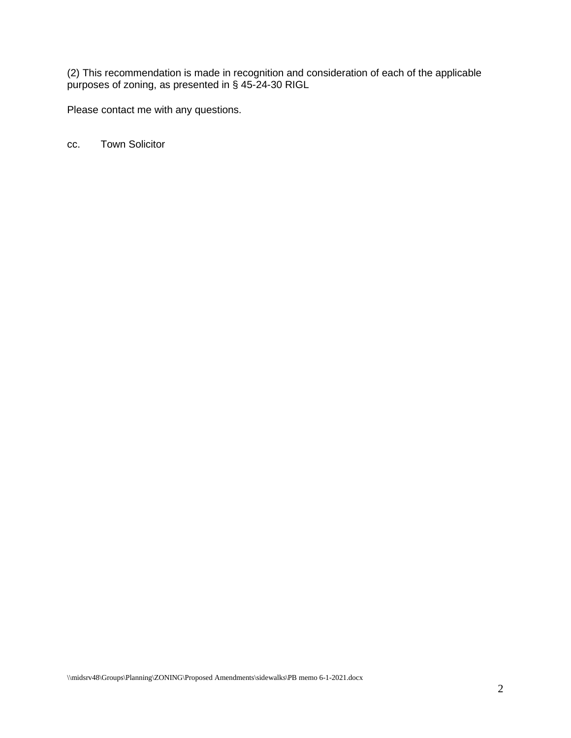(2) This recommendation is made in recognition and consideration of each of the applicable purposes of zoning, as presented in § 45-24-30 RIGL

Please contact me with any questions.

cc. Town Solicitor

\\midsrv48\Groups\Planning\ZONING\Proposed Amendments\sidewalks\PB memo 6-1-2021.docx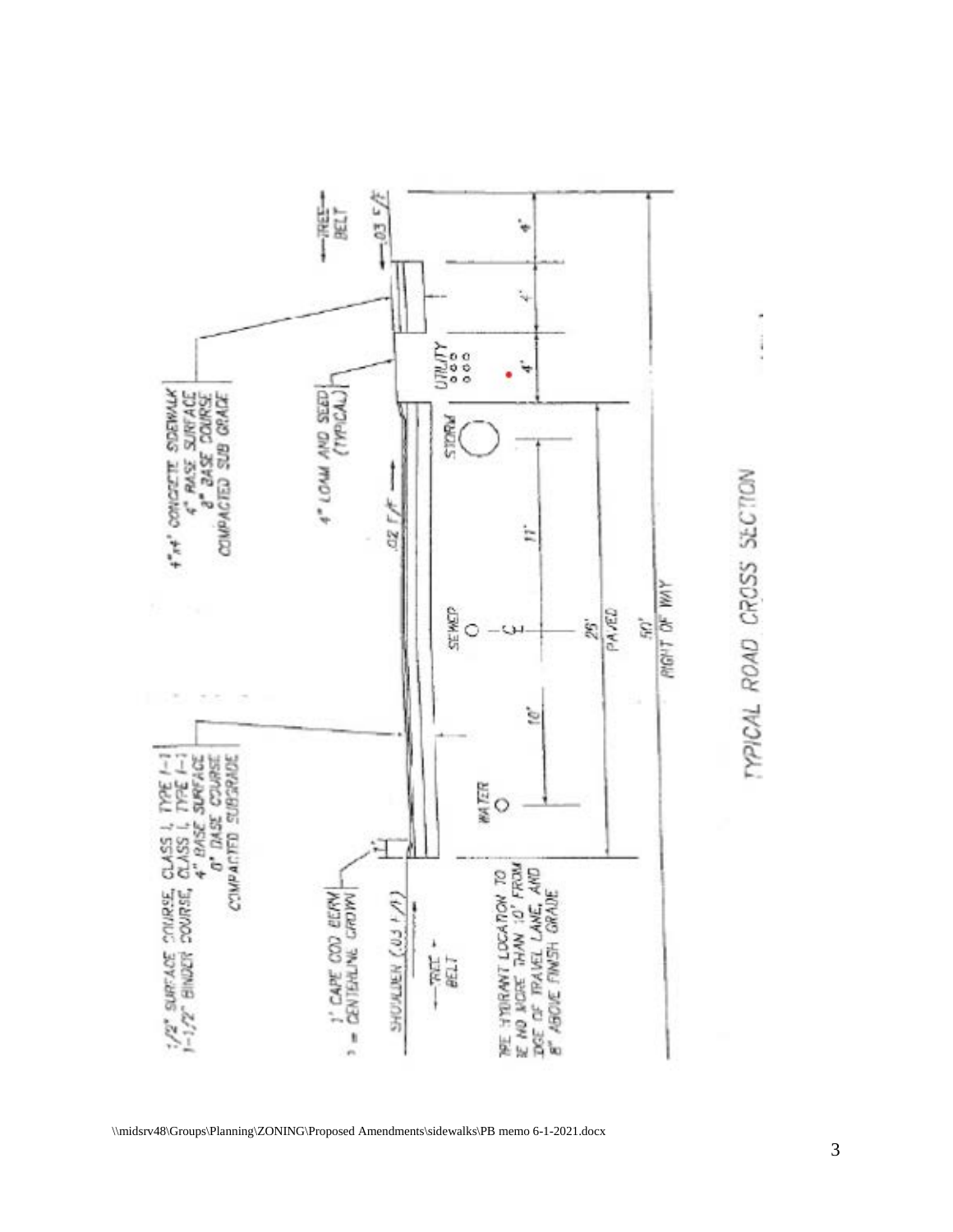1/2" SURFACE COURSE, CLASS I, TYPE I-1
1-1/2" BINDER COURSE, CLASS I, TYPE I-1
4" BASE SURFACE
8" BASE COURSE
COMPACTED SUBGRADE

4"x4' CONCRETE SIDEWALK
4" BASE SURFACE
8" BASE COURSE
COMPACTED SUB GRADE

1' CAPE COD BERM
= CENTERLINE CROWN

SHOULDER (.03 F/F)

TREE BELT

4" LOAM AND SEED (TYPICAL)

.02 F/F

.03 F/F

TREE BELT

WATER

SEWER

STORM

UTILITY

THE HYDRANT LOCATION TO BE NO MORE THAN 10' FROM EDGE OF TRAVEL LANE, AND 8" ABOVE FINISH GRADE

10'

11'

4'

4'

4'

25' PAVED

50' RIGHT OF WAY

TYPICAL ROAD CROSS SECTION

\\midsrv48\Groups\Planning\ZONING\Proposed Amendments\sidewalks\PB memo 6-1-2021.docx